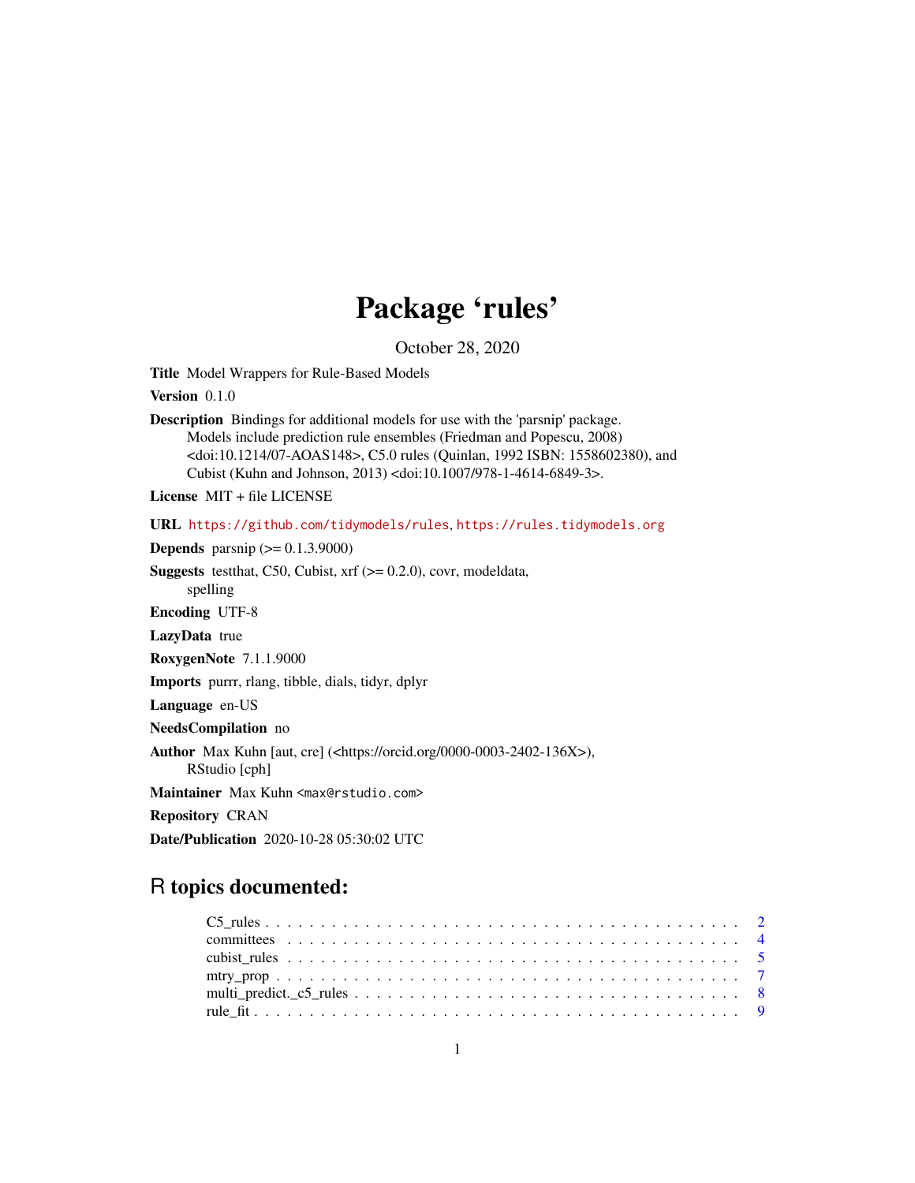# Package 'rules'

October 28, 2020

**Title** Model Wrappers for Rule-Based Models

**Version** 0.1.0

**Description** Bindings for additional models for use with the 'parsnip' package. Models include prediction rule ensembles (Friedman and Popescu, 2008) <doi:10.1214/07-AOAS148>, C5.0 rules (Quinlan, 1992 ISBN: 1558602380), and Cubist (Kuhn and Johnson, 2013) <doi:10.1007/978-1-4614-6849-3>.

**License** MIT + file LICENSE

**URL** https://github.com/tidymodels/rules, https://rules.tidymodels.org

**Depends** parsnip (>= 0.1.3.9000)

**Suggests** testthat, C50, Cubist, xrf (>= 0.2.0), covr, modeldata, spelling

**Encoding** UTF-8

**LazyData** true

**RoxygenNote** 7.1.1.9000

**Imports** purrr, rlang, tibble, dials, tidyr, dplyr

**Language** en-US

**NeedsCompilation** no

**Author** Max Kuhn [aut, cre] (<https://orcid.org/0000-0003-2402-136X>), RStudio [cph]

**Maintainer** Max Kuhn <max@rstudio.com>

**Repository** CRAN

**Date/Publication** 2020-10-28 05:30:02 UTC

## R topics documented:

- C5_rules . . . . . . . . . . . . . . . . . . . . . . . . . . . . . . . . . . . . . . . . . . 2
- committees . . . . . . . . . . . . . . . . . . . . . . . . . . . . . . . . . . . . . . . . . 4
- cubist_rules . . . . . . . . . . . . . . . . . . . . . . . . . . . . . . . . . . . . . . . . 5
- mtry_prop . . . . . . . . . . . . . . . . . . . . . . . . . . . . . . . . . . . . . . . . . 7
- multi_predict._c5_rules . . . . . . . . . . . . . . . . . . . . . . . . . . . . . . . . . 8
- rule_fit . . . . . . . . . . . . . . . . . . . . . . . . . . . . . . . . . . . . . . . . . . 9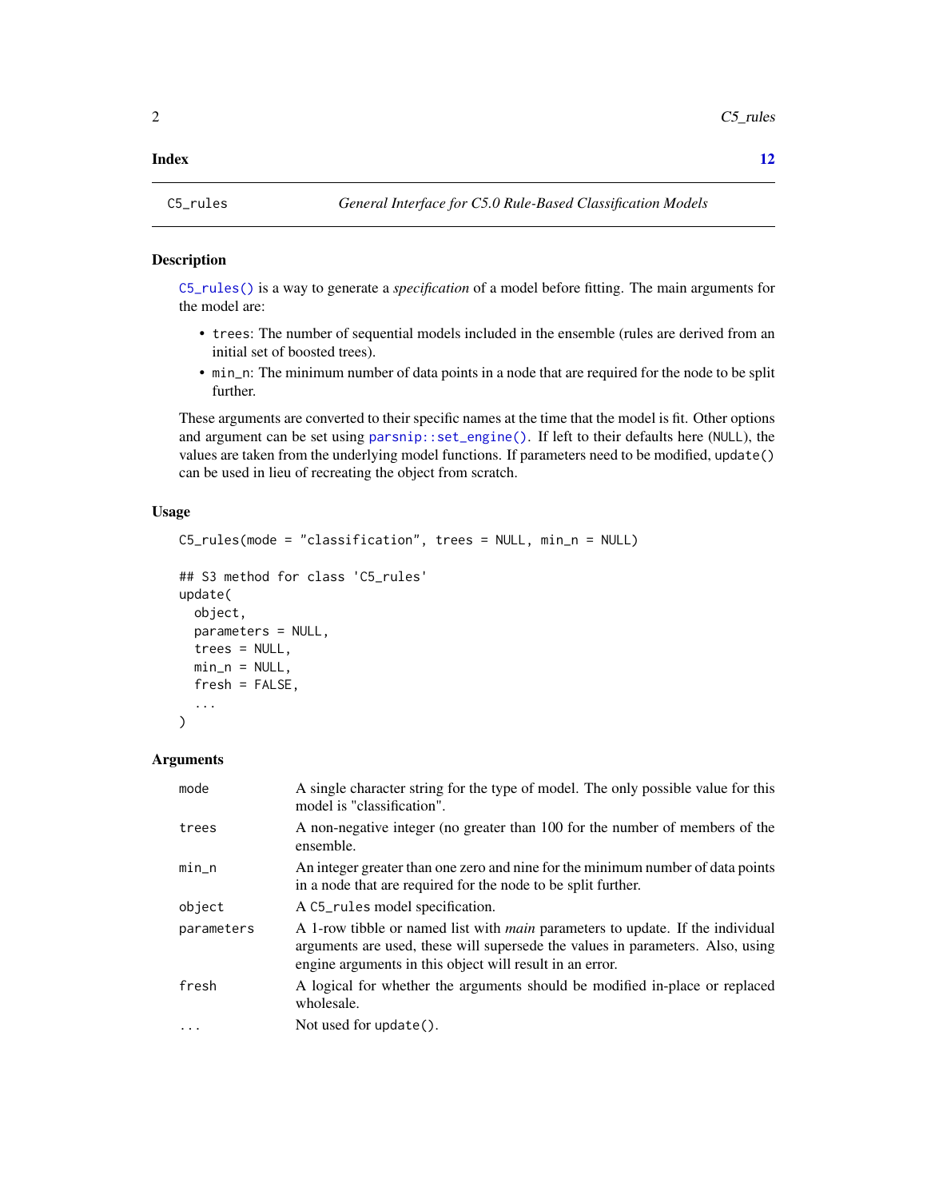| | |
|---|---|
| **Index** | **12** |

C5_rules — *General Interface for C5.0 Rule-Based Classification Models*

## Description

C5_rules() is a way to generate a *specification* of a model before fitting. The main arguments for the model are:

- trees: The number of sequential models included in the ensemble (rules are derived from an initial set of boosted trees).
- min_n: The minimum number of data points in a node that are required for the node to be split further.

These arguments are converted to their specific names at the time that the model is fit. Other options and argument can be set using parsnip::set_engine(). If left to their defaults here (NULL), the values are taken from the underlying model functions. If parameters need to be modified, update() can be used in lieu of recreating the object from scratch.

## Usage

```
C5_rules(mode = "classification", trees = NULL, min_n = NULL)

## S3 method for class 'C5_rules'
update(
  object,
  parameters = NULL,
  trees = NULL,
  min_n = NULL,
  fresh = FALSE,
  ...
)
```

## Arguments

| | |
|---|---|
| mode | A single character string for the type of model. The only possible value for this model is "classification". |
| trees | A non-negative integer (no greater than 100 for the number of members of the ensemble. |
| min_n | An integer greater than one zero and nine for the minimum number of data points in a node that are required for the node to be split further. |
| object | A C5_rules model specification. |
| parameters | A 1-row tibble or named list with *main* parameters to update. If the individual arguments are used, these will supersede the values in parameters. Also, using engine arguments in this object will result in an error. |
| fresh | A logical for whether the arguments should be modified in-place or replaced wholesale. |
| ... | Not used for update(). |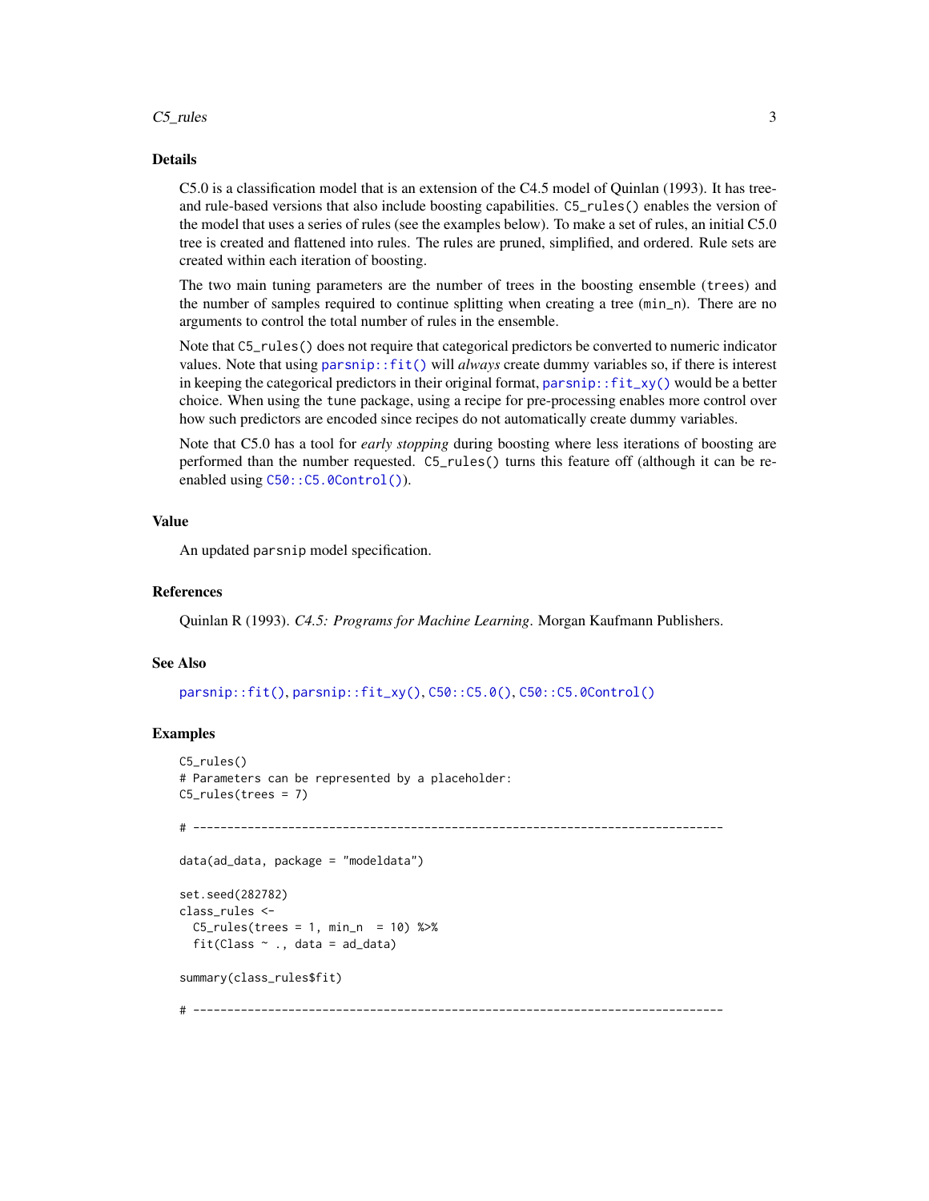## Details

C5.0 is a classification model that is an extension of the C4.5 model of Quinlan (1993). It has tree- and rule-based versions that also include boosting capabilities. `C5_rules()` enables the version of the model that uses a series of rules (see the examples below). To make a set of rules, an initial C5.0 tree is created and flattened into rules. The rules are pruned, simplified, and ordered. Rule sets are created within each iteration of boosting.

The two main tuning parameters are the number of trees in the boosting ensemble (`trees`) and the number of samples required to continue splitting when creating a tree (`min_n`). There are no arguments to control the total number of rules in the ensemble.

Note that `C5_rules()` does not require that categorical predictors be converted to numeric indicator values. Note that using `parsnip::fit()` will *always* create dummy variables so, if there is interest in keeping the categorical predictors in their original format, `parsnip::fit_xy()` would be a better choice. When using the `tune` package, using a recipe for pre-processing enables more control over how such predictors are encoded since recipes do not automatically create dummy variables.

Note that C5.0 has a tool for *early stopping* during boosting where less iterations of boosting are performed than the number requested. `C5_rules()` turns this feature off (although it can be re-enabled using `C50::C5.0Control()`).

## Value

An updated `parsnip` model specification.

## References

Quinlan R (1993). *C4.5: Programs for Machine Learning*. Morgan Kaufmann Publishers.

## See Also

`parsnip::fit()`, `parsnip::fit_xy()`, `C50::C5.0()`, `C50::C5.0Control()`

## Examples

```
C5_rules()
# Parameters can be represented by a placeholder:
C5_rules(trees = 7)

# ------------------------------------------------------------------------------

data(ad_data, package = "modeldata")

set.seed(282782)
class_rules <-
  C5_rules(trees = 1, min_n  = 10) %>%
  fit(Class ~ ., data = ad_data)

summary(class_rules$fit)

# ------------------------------------------------------------------------------
```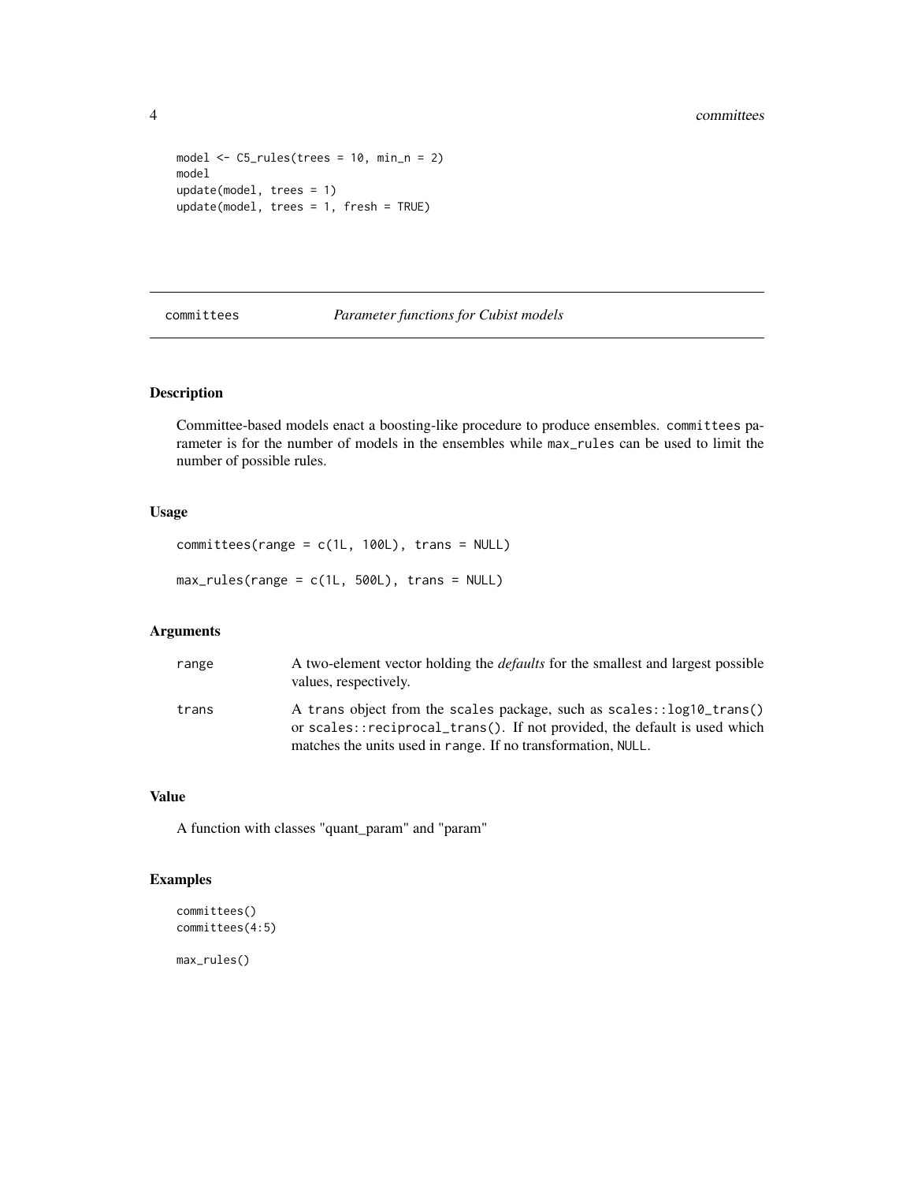```
model <- C5_rules(trees = 10, min_n = 2)
model
update(model, trees = 1)
update(model, trees = 1, fresh = TRUE)
```

## committees — *Parameter functions for Cubist models*

### Description

Committee-based models enact a boosting-like procedure to produce ensembles. `committees` parameter is for the number of models in the ensembles while `max_rules` can be used to limit the number of possible rules.

### Usage

```
committees(range = c(1L, 100L), trans = NULL)

max_rules(range = c(1L, 500L), trans = NULL)
```

### Arguments

| | |
|---|---|
| `range` | A two-element vector holding the *defaults* for the smallest and largest possible values, respectively. |
| `trans` | A `trans` object from the `scales` package, such as `scales::log10_trans()` or `scales::reciprocal_trans()`. If not provided, the default is used which matches the units used in `range`. If no transformation, `NULL`. |

### Value

A function with classes "quant_param" and "param"

### Examples

```
committees()
committees(4:5)

max_rules()
```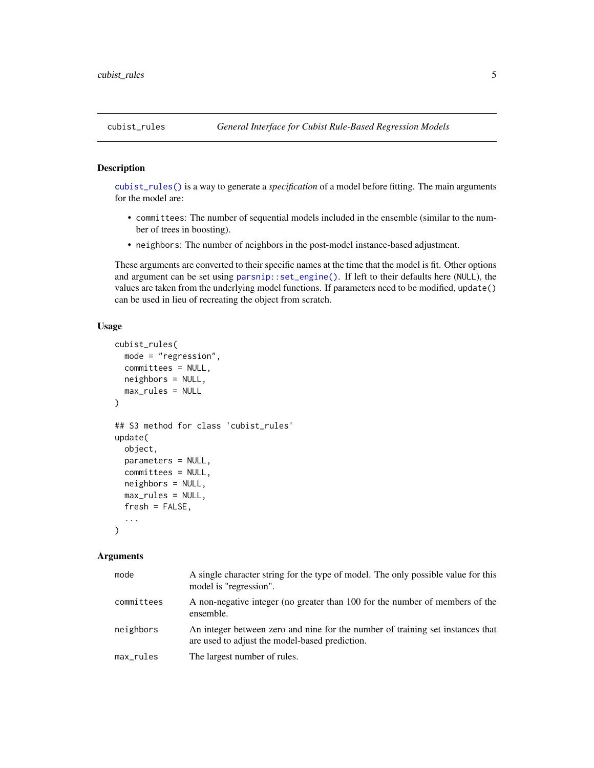# cubist_rules — General Interface for Cubist Rule-Based Regression Models

## Description

`cubist_rules()` is a way to generate a *specification* of a model before fitting. The main arguments for the model are:

- `committees`: The number of sequential models included in the ensemble (similar to the number of trees in boosting).
- `neighbors`: The number of neighbors in the post-model instance-based adjustment.

These arguments are converted to their specific names at the time that the model is fit. Other options and argument can be set using `parsnip::set_engine()`. If left to their defaults here (`NULL`), the values are taken from the underlying model functions. If parameters need to be modified, `update()` can be used in lieu of recreating the object from scratch.

## Usage

```
cubist_rules(
  mode = "regression",
  committees = NULL,
  neighbors = NULL,
  max_rules = NULL
)

## S3 method for class 'cubist_rules'
update(
  object,
  parameters = NULL,
  committees = NULL,
  neighbors = NULL,
  max_rules = NULL,
  fresh = FALSE,
  ...
)
```

## Arguments

| | |
|---|---|
| `mode` | A single character string for the type of model. The only possible value for this model is "regression". |
| `committees` | A non-negative integer (no greater than 100 for the number of members of the ensemble. |
| `neighbors` | An integer between zero and nine for the number of training set instances that are used to adjust the model-based prediction. |
| `max_rules` | The largest number of rules. |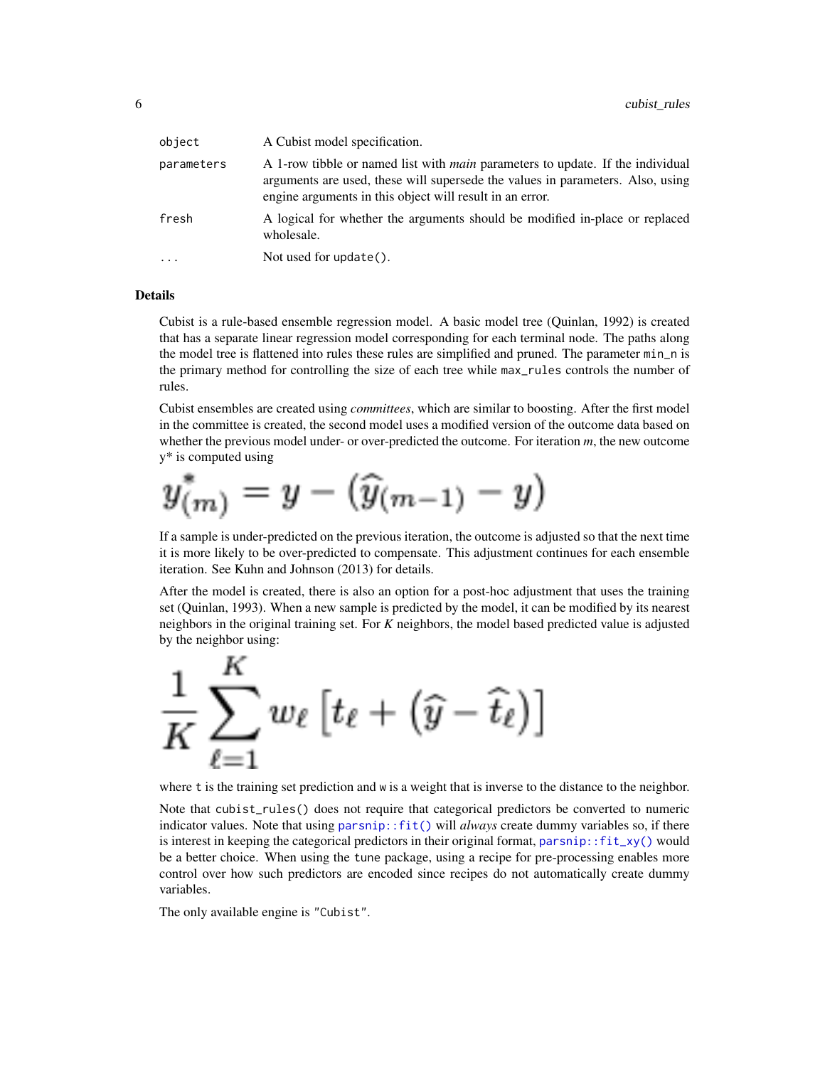| | |
|---|---|
| object | A Cubist model specification. |
| parameters | A 1-row tibble or named list with *main* parameters to update. If the individual arguments are used, these will supersede the values in parameters. Also, using engine arguments in this object will result in an error. |
| fresh | A logical for whether the arguments should be modified in-place or replaced wholesale. |
| ... | Not used for `update()`. |

### Details

Cubist is a rule-based ensemble regression model. A basic model tree (Quinlan, 1992) is created that has a separate linear regression model corresponding for each terminal node. The paths along the model tree is flattened into rules these rules are simplified and pruned. The parameter `min_n` is the primary method for controlling the size of each tree while `max_rules` controls the number of rules.

Cubist ensembles are created using *committees*, which are similar to boosting. After the first model in the committee is created, the second model uses a modified version of the outcome data based on whether the previous model under- or over-predicted the outcome. For iteration $m$, the new outcome y* is computed using

$$y^*_{(m)} = y - (\widehat{y}_{(m-1)} - y)$$

If a sample is under-predicted on the previous iteration, the outcome is adjusted so that the next time it is more likely to be over-predicted to compensate. This adjustment continues for each ensemble iteration. See Kuhn and Johnson (2013) for details.

After the model is created, there is also an option for a post-hoc adjustment that uses the training set (Quinlan, 1993). When a new sample is predicted by the model, it can be modified by its nearest neighbors in the original training set. For $K$ neighbors, the model based predicted value is adjusted by the neighbor using:

$$\frac{1}{K}\sum_{\ell=1}^{K} w_\ell \left[t_\ell + (\widehat{y} - \widehat{t}_\ell)\right]$$

where `t` is the training set prediction and `w` is a weight that is inverse to the distance to the neighbor.

Note that `cubist_rules()` does not require that categorical predictors be converted to numeric indicator values. Note that using `parsnip::fit()` will *always* create dummy variables so, if there is interest in keeping the categorical predictors in their original format, `parsnip::fit_xy()` would be a better choice. When using the `tune` package, using a recipe for pre-processing enables more control over how such predictors are encoded since recipes do not automatically create dummy variables.

The only available engine is `"Cubist"`.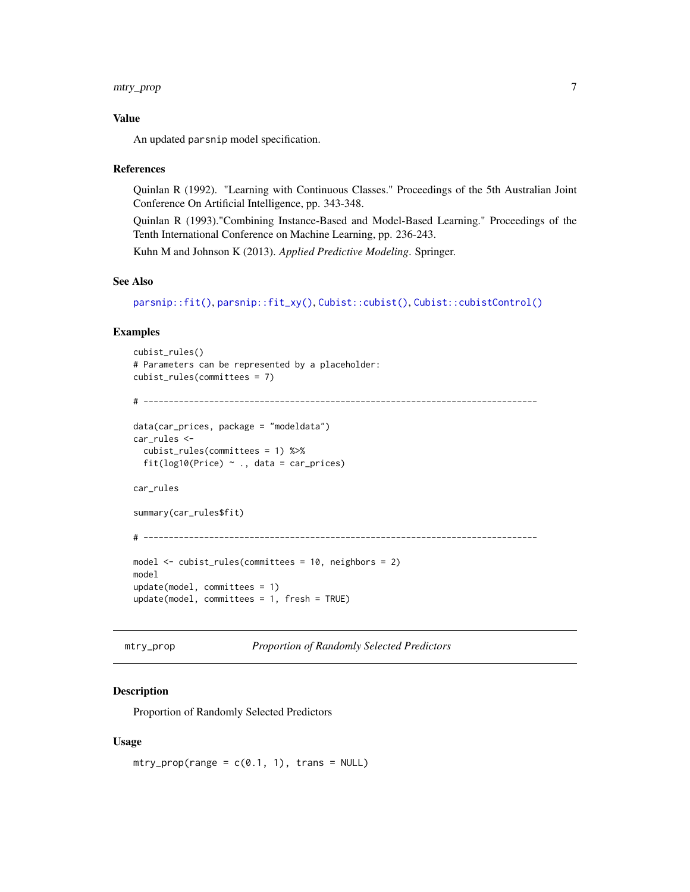### Value

An updated parsnip model specification.

### References

Quinlan R (1992). "Learning with Continuous Classes." Proceedings of the 5th Australian Joint Conference On Artificial Intelligence, pp. 343-348.

Quinlan R (1993)."Combining Instance-Based and Model-Based Learning." Proceedings of the Tenth International Conference on Machine Learning, pp. 236-243.

Kuhn M and Johnson K (2013). *Applied Predictive Modeling*. Springer.

### See Also

parsnip::fit(), parsnip::fit_xy(), Cubist::cubist(), Cubist::cubistControl()

### Examples

```
cubist_rules()
# Parameters can be represented by a placeholder:
cubist_rules(committees = 7)

# ------------------------------------------------------------------------------

data(car_prices, package = "modeldata")
car_rules <-
  cubist_rules(committees = 1) %>%
  fit(log10(Price) ~ ., data = car_prices)

car_rules

summary(car_rules$fit)

# ------------------------------------------------------------------------------

model <- cubist_rules(committees = 10, neighbors = 2)
model
update(model, committees = 1)
update(model, committees = 1, fresh = TRUE)
```

---

## mtry_prop — *Proportion of Randomly Selected Predictors*

### Description

Proportion of Randomly Selected Predictors

### Usage

```
mtry_prop(range = c(0.1, 1), trans = NULL)
```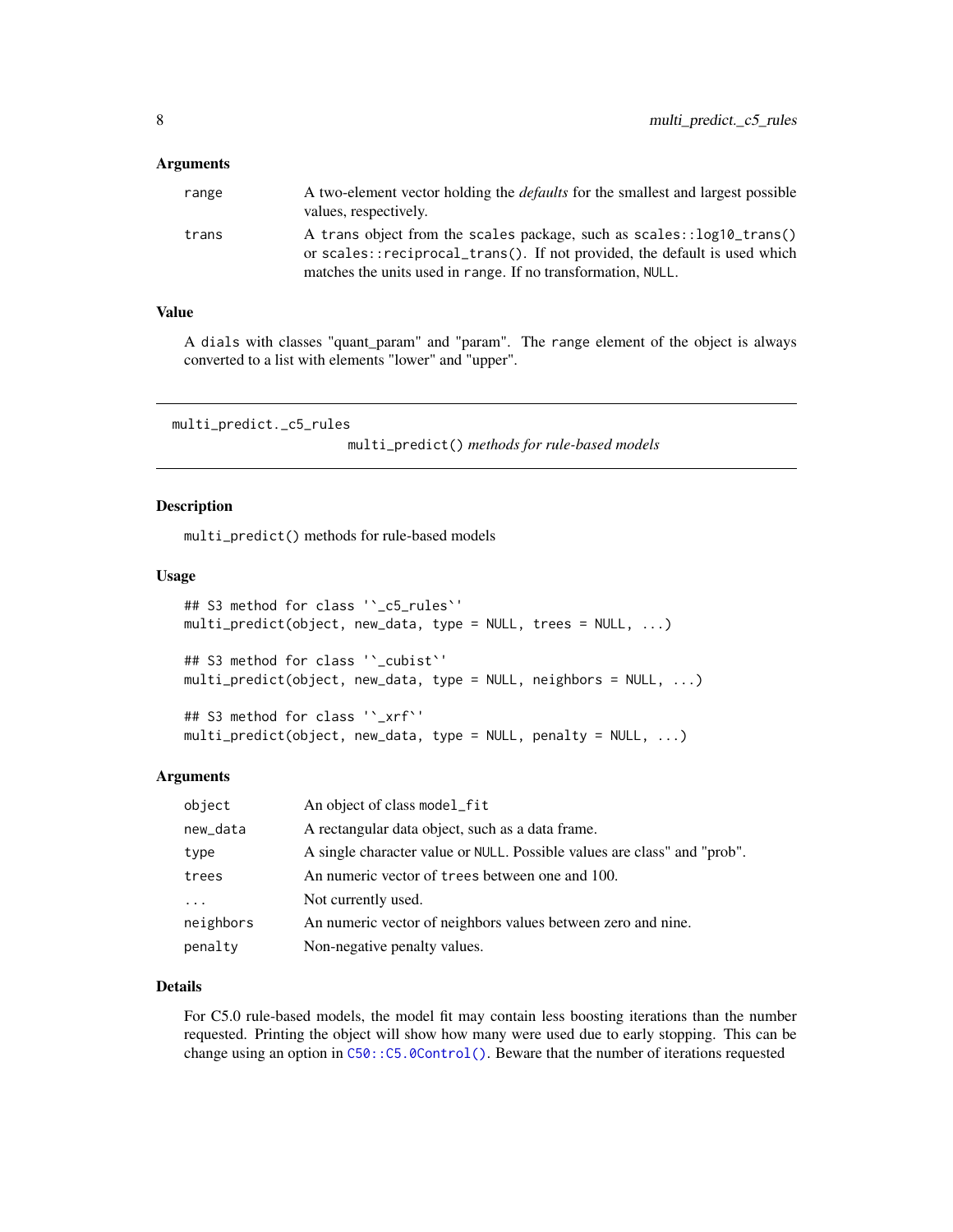### Arguments

| | |
|---|---|
| range | A two-element vector holding the *defaults* for the smallest and largest possible values, respectively. |
| trans | A trans object from the scales package, such as `scales::log10_trans()` or `scales::reciprocal_trans()`. If not provided, the default is used which matches the units used in range. If no transformation, NULL. |

### Value

A dials with classes "quant_param" and "param". The range element of the object is always converted to a list with elements "lower" and "upper".

---

## multi_predict._c5_rules

*multi_predict() methods for rule-based models*

### Description

multi_predict() methods for rule-based models

### Usage

```
## S3 method for class '`_c5_rules`'
multi_predict(object, new_data, type = NULL, trees = NULL, ...)

## S3 method for class '`_cubist`'
multi_predict(object, new_data, type = NULL, neighbors = NULL, ...)

## S3 method for class '`_xrf`'
multi_predict(object, new_data, type = NULL, penalty = NULL, ...)
```

### Arguments

| | |
|---|---|
| object | An object of class model_fit |
| new_data | A rectangular data object, such as a data frame. |
| type | A single character value or NULL. Possible values are class" and "prob". |
| trees | An numeric vector of trees between one and 100. |
| ... | Not currently used. |
| neighbors | An numeric vector of neighbors values between zero and nine. |
| penalty | Non-negative penalty values. |

### Details

For C5.0 rule-based models, the model fit may contain less boosting iterations than the number requested. Printing the object will show how many were used due to early stopping. This can be change using an option in `C50::C5.0Control()`. Beware that the number of iterations requested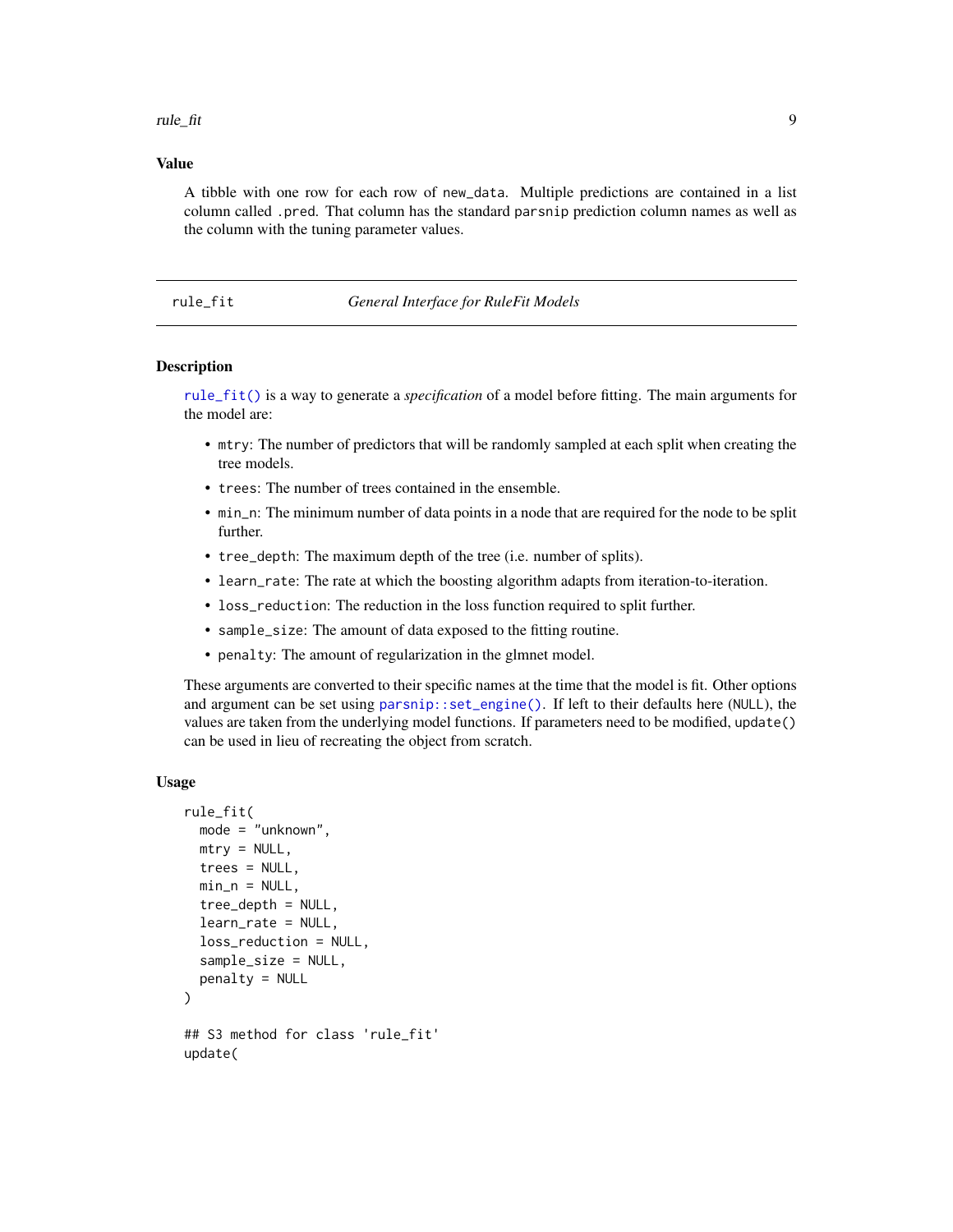### Value

A tibble with one row for each row of `new_data`. Multiple predictions are contained in a list column called `.pred`. That column has the standard `parsnip` prediction column names as well as the column with the tuning parameter values.

---

## rule_fit — *General Interface for RuleFit Models*

---

### Description

`rule_fit()` is a way to generate a *specification* of a model before fitting. The main arguments for the model are:

- `mtry`: The number of predictors that will be randomly sampled at each split when creating the tree models.
- `trees`: The number of trees contained in the ensemble.
- `min_n`: The minimum number of data points in a node that are required for the node to be split further.
- `tree_depth`: The maximum depth of the tree (i.e. number of splits).
- `learn_rate`: The rate at which the boosting algorithm adapts from iteration-to-iteration.
- `loss_reduction`: The reduction in the loss function required to split further.
- `sample_size`: The amount of data exposed to the fitting routine.
- `penalty`: The amount of regularization in the glmnet model.

These arguments are converted to their specific names at the time that the model is fit. Other options and argument can be set using `parsnip::set_engine()`. If left to their defaults here (`NULL`), the values are taken from the underlying model functions. If parameters need to be modified, `update()` can be used in lieu of recreating the object from scratch.

### Usage

```
rule_fit(
  mode = "unknown",
  mtry = NULL,
  trees = NULL,
  min_n = NULL,
  tree_depth = NULL,
  learn_rate = NULL,
  loss_reduction = NULL,
  sample_size = NULL,
  penalty = NULL
)

## S3 method for class 'rule_fit'
update(
```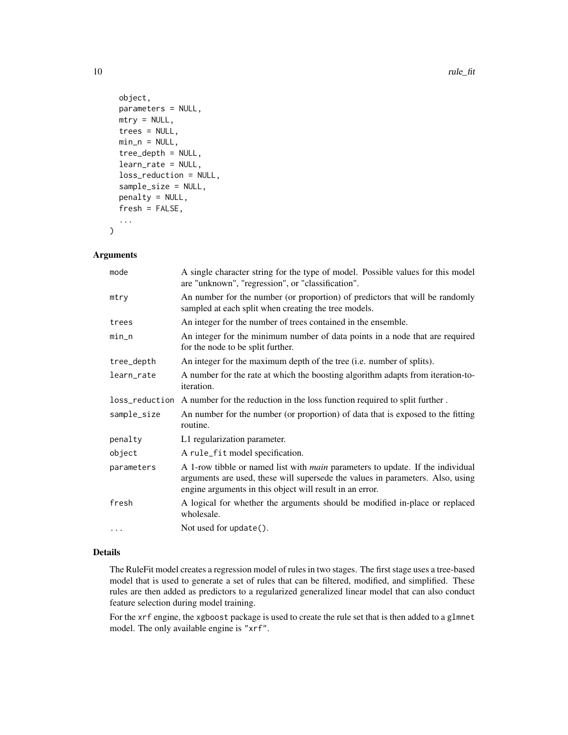```
  object,
  parameters = NULL,
  mtry = NULL,
  trees = NULL,
  min_n = NULL,
  tree_depth = NULL,
  learn_rate = NULL,
  loss_reduction = NULL,
  sample_size = NULL,
  penalty = NULL,
  fresh = FALSE,
  ...
)
```

## Arguments

| | |
|---|---|
| `mode` | A single character string for the type of model. Possible values for this model are "unknown", "regression", or "classification". |
| `mtry` | An number for the number (or proportion) of predictors that will be randomly sampled at each split when creating the tree models. |
| `trees` | An integer for the number of trees contained in the ensemble. |
| `min_n` | An integer for the minimum number of data points in a node that are required for the node to be split further. |
| `tree_depth` | An integer for the maximum depth of the tree (i.e. number of splits). |
| `learn_rate` | A number for the rate at which the boosting algorithm adapts from iteration-to-iteration. |
| `loss_reduction` | A number for the reduction in the loss function required to split further . |
| `sample_size` | An number for the number (or proportion) of data that is exposed to the fitting routine. |
| `penalty` | L1 regularization parameter. |
| `object` | A `rule_fit` model specification. |
| `parameters` | A 1-row tibble or named list with *main* parameters to update. If the individual arguments are used, these will supersede the values in parameters. Also, using engine arguments in this object will result in an error. |
| `fresh` | A logical for whether the arguments should be modified in-place or replaced wholesale. |
| `...` | Not used for `update()`. |

## Details

The RuleFit model creates a regression model of rules in two stages. The first stage uses a tree-based model that is used to generate a set of rules that can be filtered, modified, and simplified. These rules are then added as predictors to a regularized generalized linear model that can also conduct feature selection during model training.

For the `xrf` engine, the `xgboost` package is used to create the rule set that is then added to a `glmnet` model. The only available engine is `"xrf"`.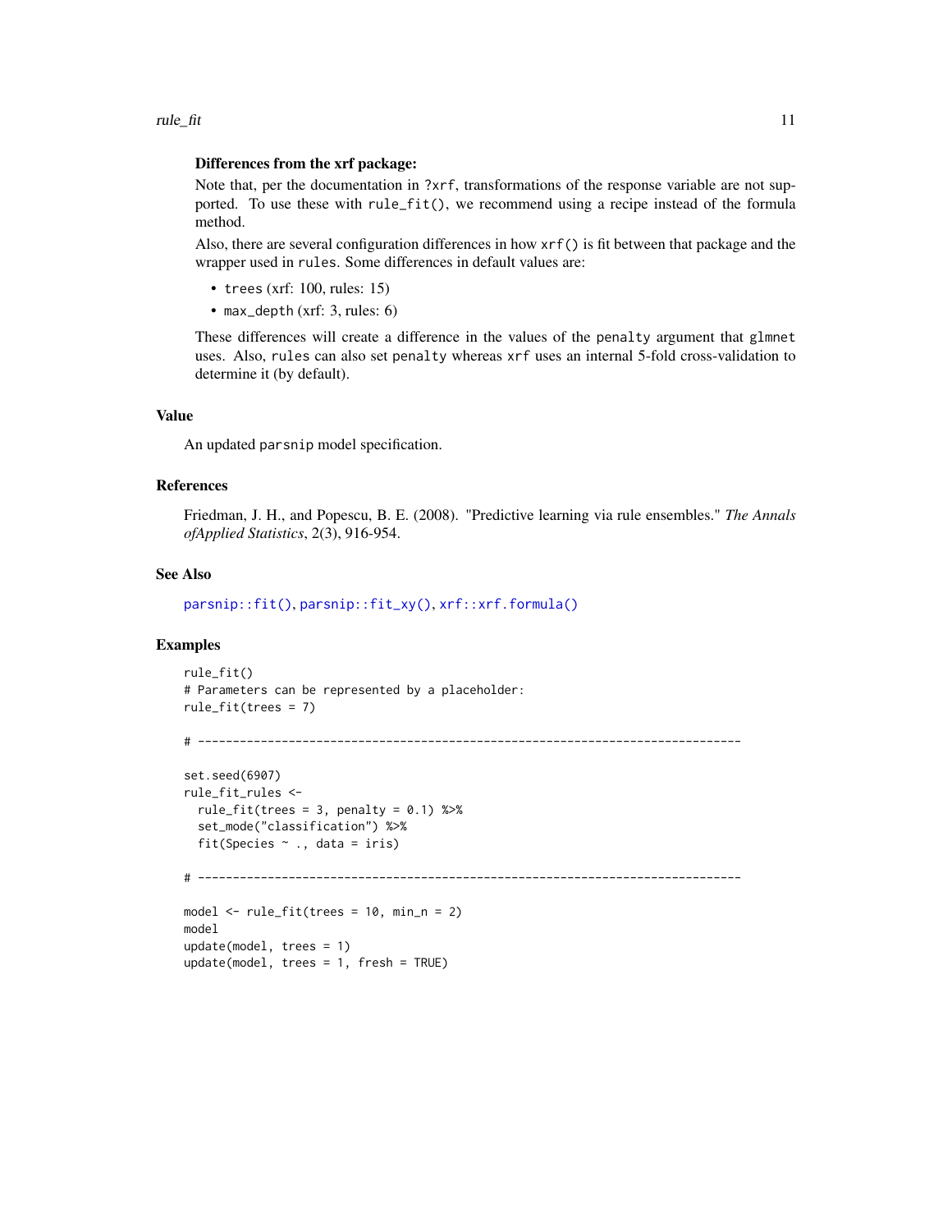**Differences from the xrf package:**

Note that, per the documentation in `?xrf`, transformations of the response variable are not supported. To use these with `rule_fit()`, we recommend using a recipe instead of the formula method.

Also, there are several configuration differences in how `xrf()` is fit between that package and the wrapper used in `rules`. Some differences in default values are:

- `trees` (xrf: 100, rules: 15)
- `max_depth` (xrf: 3, rules: 6)

These differences will create a difference in the values of the `penalty` argument that `glmnet` uses. Also, `rules` can also set `penalty` whereas `xrf` uses an internal 5-fold cross-validation to determine it (by default).

## Value

An updated `parsnip` model specification.

## References

Friedman, J. H., and Popescu, B. E. (2008). "Predictive learning via rule ensembles." *The Annals ofApplied Statistics*, 2(3), 916-954.

## See Also

parsnip::fit(), parsnip::fit_xy(), xrf::xrf.formula()

## Examples

```
rule_fit()
# Parameters can be represented by a placeholder:
rule_fit(trees = 7)

# ------------------------------------------------------------------------------

set.seed(6907)
rule_fit_rules <-
  rule_fit(trees = 3, penalty = 0.1) %>%
  set_mode("classification") %>%
  fit(Species ~ ., data = iris)

# ------------------------------------------------------------------------------

model <- rule_fit(trees = 10, min_n = 2)
model
update(model, trees = 1)
update(model, trees = 1, fresh = TRUE)
```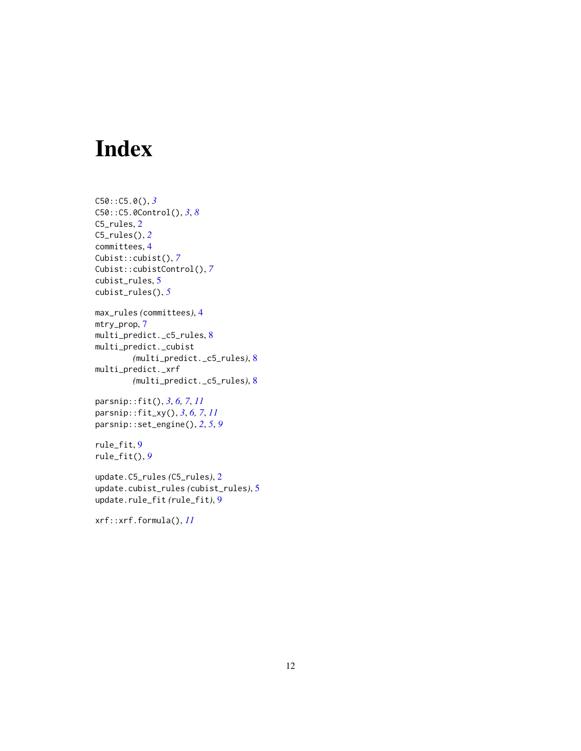# Index

C50::C5.0(), *3*
C50::C5.0Control(), *3*, *8*
C5_rules, 2
C5_rules(), *2*
committees, 4
Cubist::cubist(), *7*
Cubist::cubistControl(), *7*
cubist_rules, 5
cubist_rules(), *5*

max_rules *(*committees*)*, 4
mtry_prop, 7
multi_predict._c5_rules, 8
multi_predict._cubist *(*multi_predict._c5_rules*)*, 8
multi_predict._xrf *(*multi_predict._c5_rules*)*, 8

parsnip::fit(), *3*, *6*, *7*, *11*
parsnip::fit_xy(), *3*, *6*, *7*, *11*
parsnip::set_engine(), *2*, *5*, *9*

rule_fit, 9
rule_fit(), *9*

update.C5_rules *(*C5_rules*)*, 2
update.cubist_rules *(*cubist_rules*)*, 5
update.rule_fit *(*rule_fit*)*, 9

xrf::xrf.formula(), *11*